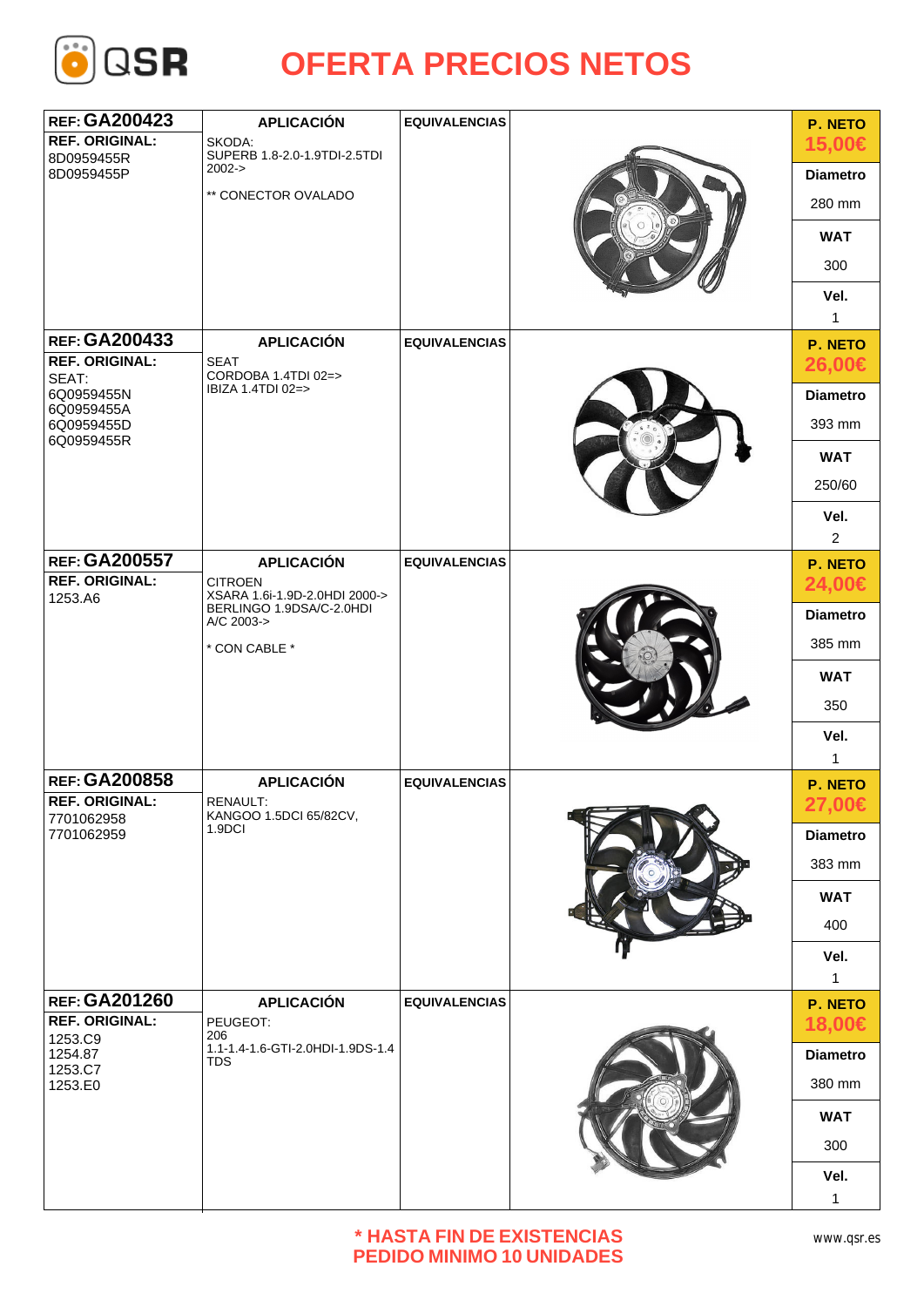# OFERTA PRECIOS NETOS

| REF. | APLICACIÓN | EQUIVALENCIAS | P. NETO | Diametro | WAT | Vel. |
|---|---|---|---|---|---|---|
| **REF: GA200423**<br>**REF. ORIGINAL:**<br>8D0959455R<br>8D0959455P | SKODA:<br>SUPERB 1.8-2.0-1.9TDI-2.5TDI 2002-><br>** CONECTOR OVALADO | | 15,00€ | 280 mm | 300 | 1 |
| **REF: GA200433**<br>**REF. ORIGINAL:**<br>SEAT:<br>6Q0959455N<br>6Q0959455A<br>6Q0959455D<br>6Q0959455R | SEAT<br>CORDOBA 1.4TDI 02=><br>IBIZA 1.4TDI 02=> | | 26,00€ | 393 mm | 250/60 | 2 |
| **REF: GA200557**<br>**REF. ORIGINAL:**<br>1253.A6 | CITROEN<br>XSARA 1.6i-1.9D-2.0HDI 2000-><br>BERLINGO 1.9DSA/C-2.0HDI A/C 2003-><br>* CON CABLE * | | 24,00€ | 385 mm | 350 | 1 |
| **REF: GA200858**<br>**REF. ORIGINAL:**<br>7701062958<br>7701062959 | RENAULT:<br>KANGOO 1.5DCI 65/82CV, 1.9DCI | | 27,00€ | 383 mm | 400 | 1 |
| **REF: GA201260**<br>**REF. ORIGINAL:**<br>1253.C9<br>1254.87<br>1253.C7<br>1253.E0 | PEUGEOT:<br>206<br>1.1-1.4-1.6-GTI-2.0HDI-1.9DS-1.4 TDS | | 18,00€ | 380 mm | 300 | 1 |

**\* HASTA FIN DE EXISTENCIAS**
**PEDIDO MINIMO 10 UNIDADES**

www.qsr.es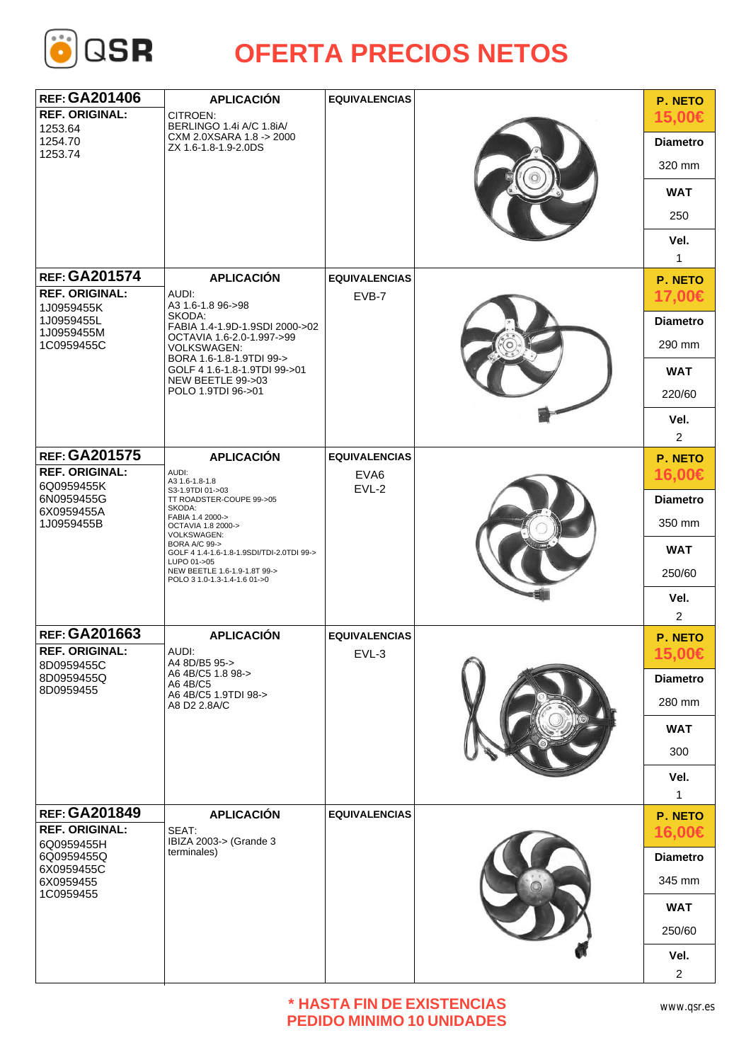# OFERTA PRECIOS NETOS

| REF: GA201406 | APLICACIÓN | EQUIVALENCIAS | P. NETO |
|---|---|---|---|
| REF. ORIGINAL:<br>1253.64<br>1254.70<br>1253.74 | CITROEN:<br>BERLINGO 1.4i A/C 1.8iA/<br>CXM 2.0XSARA 1.8 -> 2000<br>ZX 1.6-1.8-1.9-2.0DS | | 15,00€<br>Diametro: 320 mm<br>WAT: 250<br>Vel.: 1 |

| REF: GA201574 | APLICACIÓN | EQUIVALENCIAS | P. NETO |
|---|---|---|---|
| REF. ORIGINAL:<br>1J0959455K<br>1J0959455L<br>1J0959455M<br>1C0959455C | AUDI:<br>A3 1.6-1.8 96->98<br>SKODA:<br>FABIA 1.4-1.9D-1.9SDI 2000->02<br>OCTAVIA 1.6-2.0-1.997->99<br>VOLKSWAGEN:<br>BORA 1.6-1.8-1.9TDI 99-><br>GOLF 4 1.6-1.8-1.9TDI 99->01<br>NEW BEETLE 99->03<br>POLO 1.9TDI 96->01 | EVB-7 | 17,00€<br>Diametro: 290 mm<br>WAT: 220/60<br>Vel.: 2 |

| REF: GA201575 | APLICACIÓN | EQUIVALENCIAS | P. NETO |
|---|---|---|---|
| REF. ORIGINAL:<br>6Q0959455K<br>6N0959455G<br>6X0959455A<br>1J0959455B | AUDI:<br>A3 1.6-1.8-1.8<br>S3-1.9TDI 01->03<br>TT ROADSTER-COUPE 99->05<br>SKODA:<br>FABIA 1.4 2000-><br>OCTAVIA 1.8 2000-><br>VOLKSWAGEN:<br>BORA A/C 99-><br>GOLF 4 1.4-1.6-1.8-1.9SDI/TDI-2.0TDI 99-><br>LUPO 01->05<br>NEW BEETLE 1.6-1.9-1.8T 99-><br>POLO 3 1.0-1.3-1.4-1.6 01->0 | EVA6<br>EVL-2 | 16,00€<br>Diametro: 350 mm<br>WAT: 250/60<br>Vel.: 2 |

| REF: GA201663 | APLICACIÓN | EQUIVALENCIAS | P. NETO |
|---|---|---|---|
| REF. ORIGINAL:<br>8D0959455C<br>8D0959455Q<br>8D0959455 | AUDI:<br>A4 8D/B5 95-><br>A6 4B/C5 1.8 98-><br>A6 4B/C5<br>A6 4B/C5 1.9TDI 98-><br>A8 D2 2.8A/C | EVL-3 | 15,00€<br>Diametro: 280 mm<br>WAT: 300<br>Vel.: 1 |

| REF: GA201849 | APLICACIÓN | EQUIVALENCIAS | P. NETO |
|---|---|---|---|
| REF. ORIGINAL:<br>6Q0959455H<br>6Q0959455Q<br>6X0959455C<br>6X0959455<br>1C0959455 | SEAT:<br>IBIZA 2003-> (Grande 3 terminales) | | 16,00€<br>Diametro: 345 mm<br>WAT: 250/60<br>Vel.: 2 |

**\* HASTA FIN DE EXISTENCIAS**
**PEDIDO MINIMO 10 UNIDADES**

www.qsr.es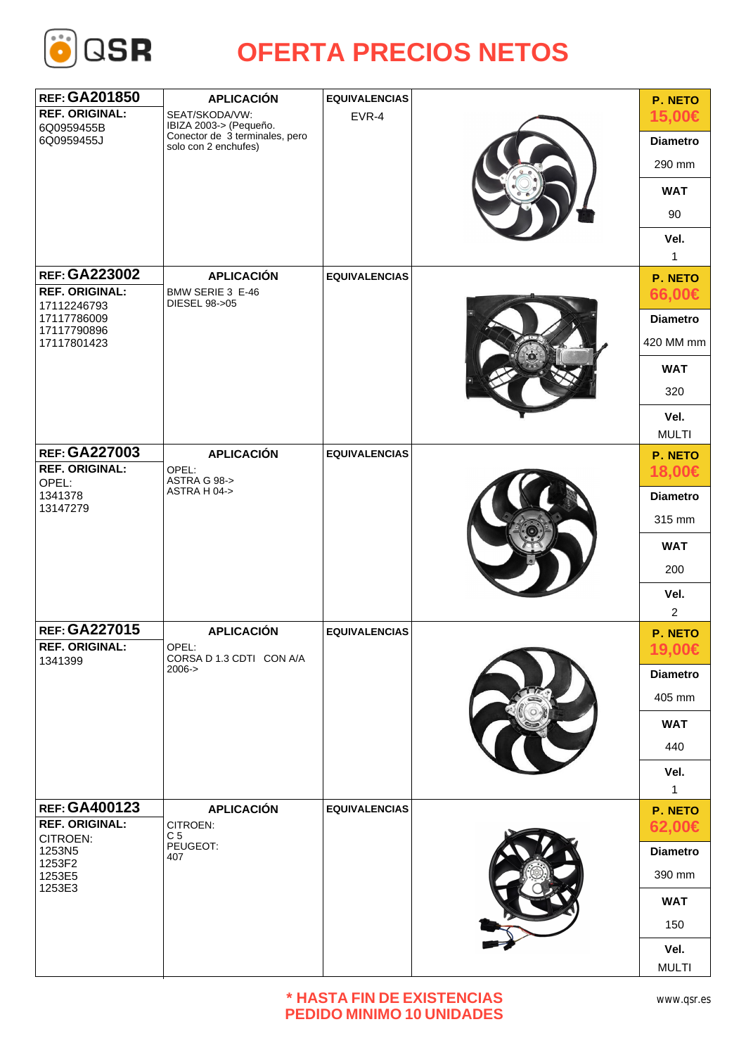# OFERTA PRECIOS NETOS

| REF. | REF. ORIGINAL | APLICACIÓN | EQUIVALENCIAS | P. NETO | Diametro | WAT | Vel. |
|---|---|---|---|---|---|---|---|
| GA201850 | 6Q0959455B<br>6Q0959455J | SEAT/SKODA/VW:<br>IBIZA 2003-> (Pequeño.<br>Conector de 3 terminales, pero solo con 2 enchufes) | EVR-4 | 15,00€ | 290 mm | 90 | 1 |
| GA223002 | 17112246793<br>17117786009<br>17117790896<br>17117801423 | BMW SERIE 3 E-46<br>DIESEL 98->05 | | 66,00€ | 420 MM mm | 320 | MULTI |
| GA227003 | OPEL:<br>1341378<br>13147279 | OPEL:<br>ASTRA G 98-><br>ASTRA H 04-> | | 18,00€ | 315 mm | 200 | 2 |
| GA227015 | 1341399 | OPEL:<br>CORSA D 1.3 CDTI CON A/A<br>2006-> | | 19,00€ | 405 mm | 440 | 1 |
| GA400123 | CITROEN:<br>1253N5<br>1253F2<br>1253E5<br>1253E3 | CITROEN:<br>C 5<br>PEUGEOT:<br>407 | | 62,00€ | 390 mm | 150 | MULTI |

**\* HASTA FIN DE EXISTENCIAS**
**PEDIDO MINIMO 10 UNIDADES**

www.qsr.es